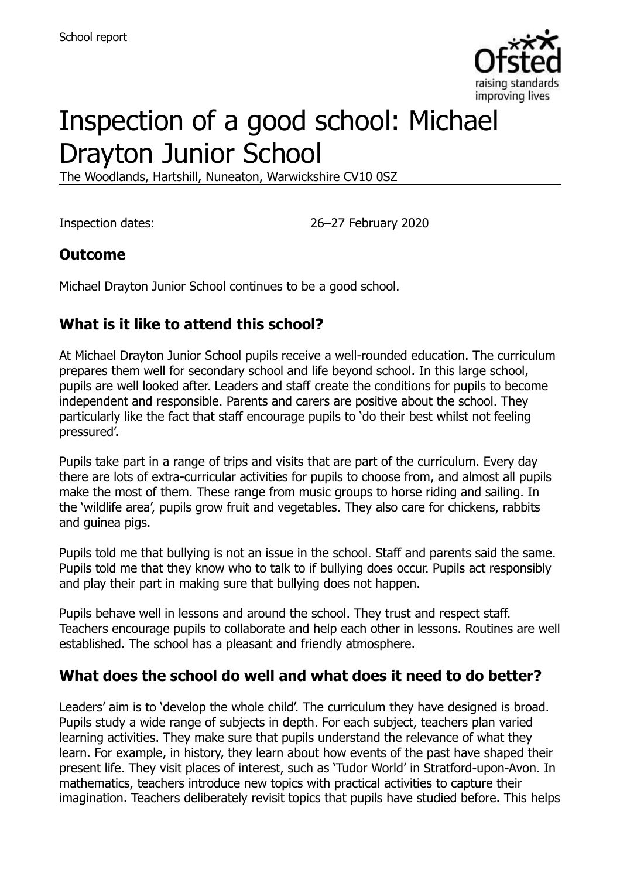School report

# Inspection of a good school: Michael Drayton Junior School

The Woodlands, Hartshill, Nuneaton, Warwickshire CV10 0SZ

Inspection dates: 26–27 February 2020

## Outcome

Michael Drayton Junior School continues to be a good school.

## What is it like to attend this school?

At Michael Drayton Junior School pupils receive a well-rounded education. The curriculum prepares them well for secondary school and life beyond school. In this large school, pupils are well looked after. Leaders and staff create the conditions for pupils to become independent and responsible. Parents and carers are positive about the school. They particularly like the fact that staff encourage pupils to 'do their best whilst not feeling pressured'.

Pupils take part in a range of trips and visits that are part of the curriculum. Every day there are lots of extra-curricular activities for pupils to choose from, and almost all pupils make the most of them. These range from music groups to horse riding and sailing. In the 'wildlife area', pupils grow fruit and vegetables. They also care for chickens, rabbits and guinea pigs.

Pupils told me that bullying is not an issue in the school. Staff and parents said the same. Pupils told me that they know who to talk to if bullying does occur. Pupils act responsibly and play their part in making sure that bullying does not happen.

Pupils behave well in lessons and around the school. They trust and respect staff. Teachers encourage pupils to collaborate and help each other in lessons. Routines are well established. The school has a pleasant and friendly atmosphere.

## What does the school do well and what does it need to do better?

Leaders' aim is to 'develop the whole child'. The curriculum they have designed is broad. Pupils study a wide range of subjects in depth. For each subject, teachers plan varied learning activities. They make sure that pupils understand the relevance of what they learn. For example, in history, they learn about how events of the past have shaped their present life. They visit places of interest, such as 'Tudor World' in Stratford-upon-Avon. In mathematics, teachers introduce new topics with practical activities to capture their imagination. Teachers deliberately revisit topics that pupils have studied before. This helps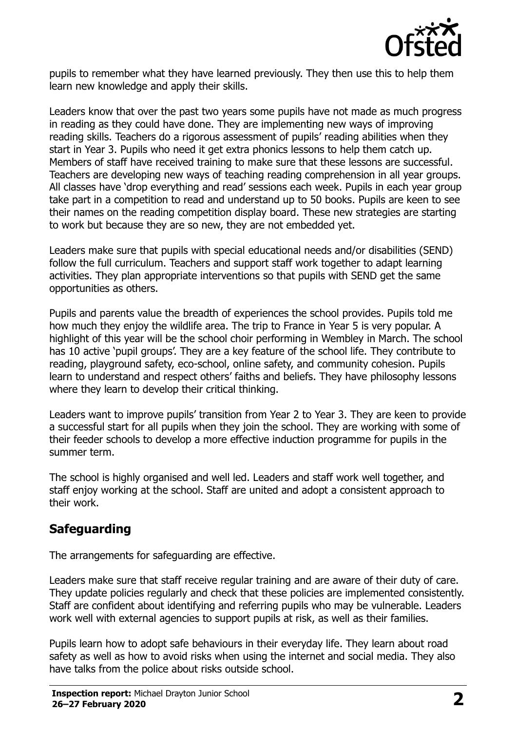pupils to remember what they have learned previously. They then use this to help them learn new knowledge and apply their skills.

Leaders know that over the past two years some pupils have not made as much progress in reading as they could have done. They are implementing new ways of improving reading skills. Teachers do a rigorous assessment of pupils' reading abilities when they start in Year 3. Pupils who need it get extra phonics lessons to help them catch up. Members of staff have received training to make sure that these lessons are successful. Teachers are developing new ways of teaching reading comprehension in all year groups. All classes have 'drop everything and read' sessions each week. Pupils in each year group take part in a competition to read and understand up to 50 books. Pupils are keen to see their names on the reading competition display board. These new strategies are starting to work but because they are so new, they are not embedded yet.

Leaders make sure that pupils with special educational needs and/or disabilities (SEND) follow the full curriculum. Teachers and support staff work together to adapt learning activities. They plan appropriate interventions so that pupils with SEND get the same opportunities as others.

Pupils and parents value the breadth of experiences the school provides. Pupils told me how much they enjoy the wildlife area. The trip to France in Year 5 is very popular. A highlight of this year will be the school choir performing in Wembley in March. The school has 10 active 'pupil groups'. They are a key feature of the school life. They contribute to reading, playground safety, eco-school, online safety, and community cohesion. Pupils learn to understand and respect others' faiths and beliefs. They have philosophy lessons where they learn to develop their critical thinking.

Leaders want to improve pupils' transition from Year 2 to Year 3. They are keen to provide a successful start for all pupils when they join the school. They are working with some of their feeder schools to develop a more effective induction programme for pupils in the summer term.

The school is highly organised and well led. Leaders and staff work well together, and staff enjoy working at the school. Staff are united and adopt a consistent approach to their work.

## Safeguarding

The arrangements for safeguarding are effective.

Leaders make sure that staff receive regular training and are aware of their duty of care. They update policies regularly and check that these policies are implemented consistently. Staff are confident about identifying and referring pupils who may be vulnerable. Leaders work well with external agencies to support pupils at risk, as well as their families.

Pupils learn how to adopt safe behaviours in their everyday life. They learn about road safety as well as how to avoid risks when using the internet and social media. They also have talks from the police about risks outside school.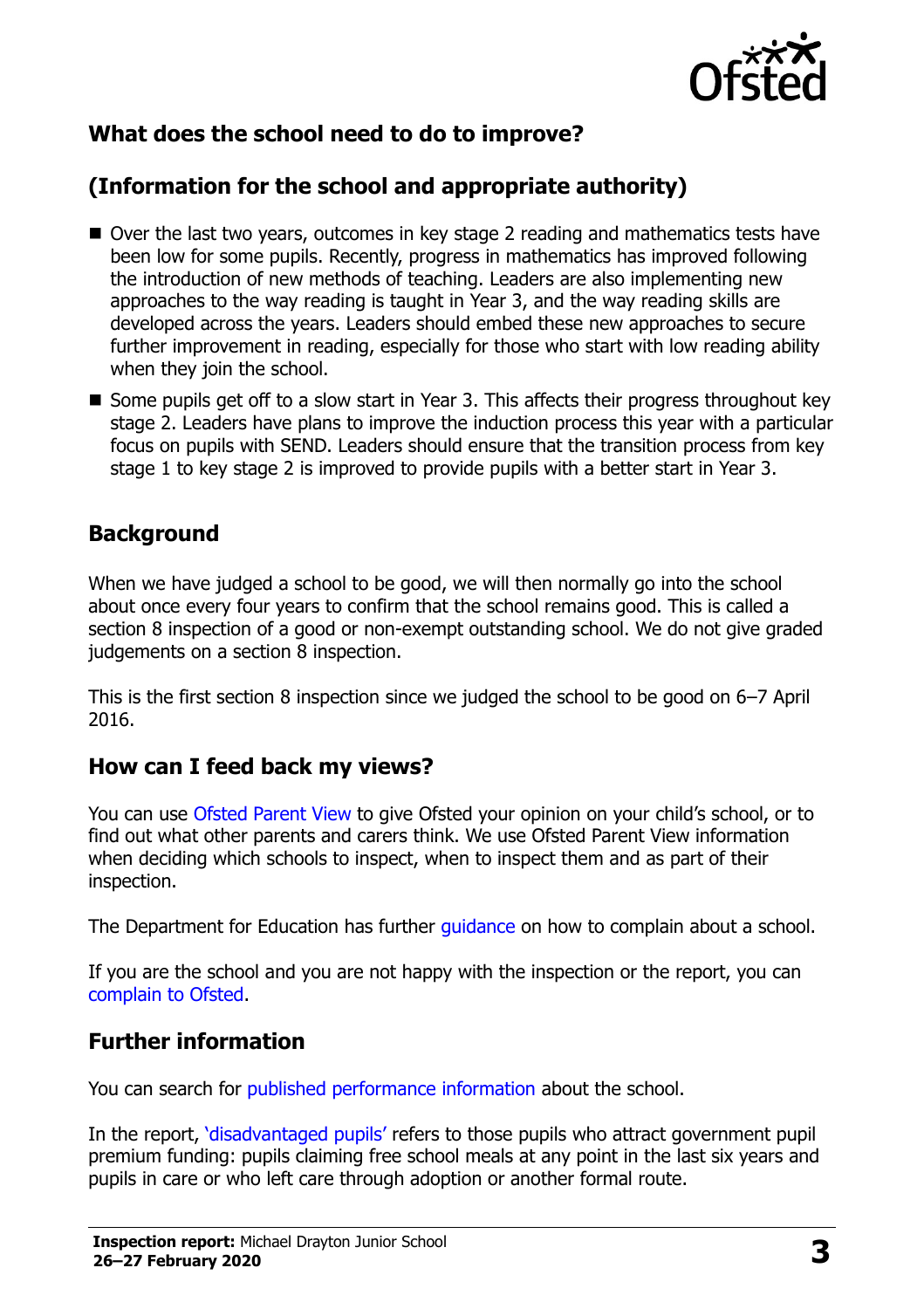## What does the school need to do to improve?

## (Information for the school and appropriate authority)

- Over the last two years, outcomes in key stage 2 reading and mathematics tests have been low for some pupils. Recently, progress in mathematics has improved following the introduction of new methods of teaching. Leaders are also implementing new approaches to the way reading is taught in Year 3, and the way reading skills are developed across the years. Leaders should embed these new approaches to secure further improvement in reading, especially for those who start with low reading ability when they join the school.
- Some pupils get off to a slow start in Year 3. This affects their progress throughout key stage 2. Leaders have plans to improve the induction process this year with a particular focus on pupils with SEND. Leaders should ensure that the transition process from key stage 1 to key stage 2 is improved to provide pupils with a better start in Year 3.

## Background

When we have judged a school to be good, we will then normally go into the school about once every four years to confirm that the school remains good. This is called a section 8 inspection of a good or non-exempt outstanding school. We do not give graded judgements on a section 8 inspection.

This is the first section 8 inspection since we judged the school to be good on 6–7 April 2016.

## How can I feed back my views?

You can use Ofsted Parent View to give Ofsted your opinion on your child's school, or to find out what other parents and carers think. We use Ofsted Parent View information when deciding which schools to inspect, when to inspect them and as part of their inspection.

The Department for Education has further guidance on how to complain about a school.

If you are the school and you are not happy with the inspection or the report, you can complain to Ofsted.

## Further information

You can search for published performance information about the school.

In the report, 'disadvantaged pupils' refers to those pupils who attract government pupil premium funding: pupils claiming free school meals at any point in the last six years and pupils in care or who left care through adoption or another formal route.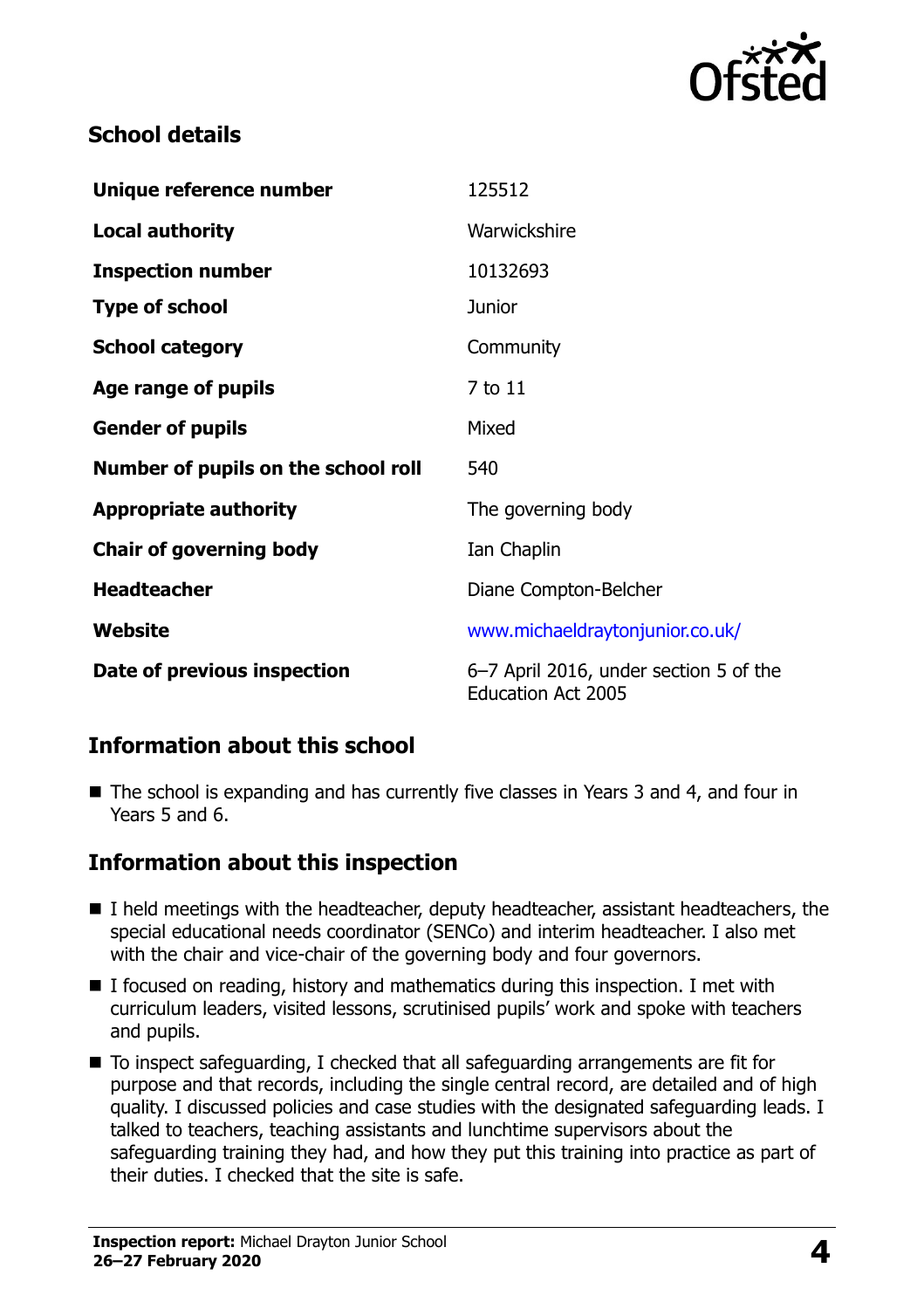## School details

| | |
|---|---|
| **Unique reference number** | 125512 |
| **Local authority** | Warwickshire |
| **Inspection number** | 10132693 |
| **Type of school** | Junior |
| **School category** | Community |
| **Age range of pupils** | 7 to 11 |
| **Gender of pupils** | Mixed |
| **Number of pupils on the school roll** | 540 |
| **Appropriate authority** | The governing body |
| **Chair of governing body** | Ian Chaplin |
| **Headteacher** | Diane Compton-Belcher |
| **Website** | www.michaeldraytonjunior.co.uk/ |
| **Date of previous inspection** | 6–7 April 2016, under section 5 of the Education Act 2005 |

## Information about this school

- The school is expanding and has currently five classes in Years 3 and 4, and four in Years 5 and 6.

## Information about this inspection

- I held meetings with the headteacher, deputy headteacher, assistant headteachers, the special educational needs coordinator (SENCo) and interim headteacher. I also met with the chair and vice-chair of the governing body and four governors.
- I focused on reading, history and mathematics during this inspection. I met with curriculum leaders, visited lessons, scrutinised pupils' work and spoke with teachers and pupils.
- To inspect safeguarding, I checked that all safeguarding arrangements are fit for purpose and that records, including the single central record, are detailed and of high quality. I discussed policies and case studies with the designated safeguarding leads. I talked to teachers, teaching assistants and lunchtime supervisors about the safeguarding training they had, and how they put this training into practice as part of their duties. I checked that the site is safe.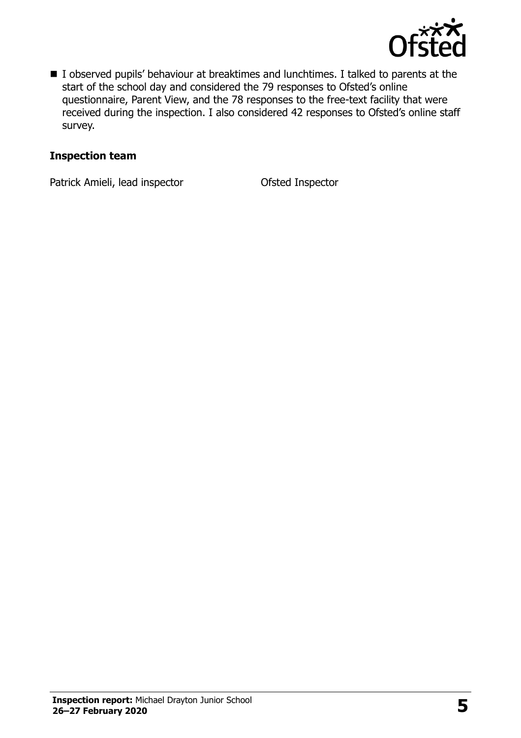- I observed pupils' behaviour at breaktimes and lunchtimes. I talked to parents at the start of the school day and considered the 79 responses to Ofsted's online questionnaire, Parent View, and the 78 responses to the free-text facility that were received during the inspection. I also considered 42 responses to Ofsted's online staff survey.

### Inspection team

| | |
| --- | --- |
| Patrick Amieli, lead inspector | Ofsted Inspector |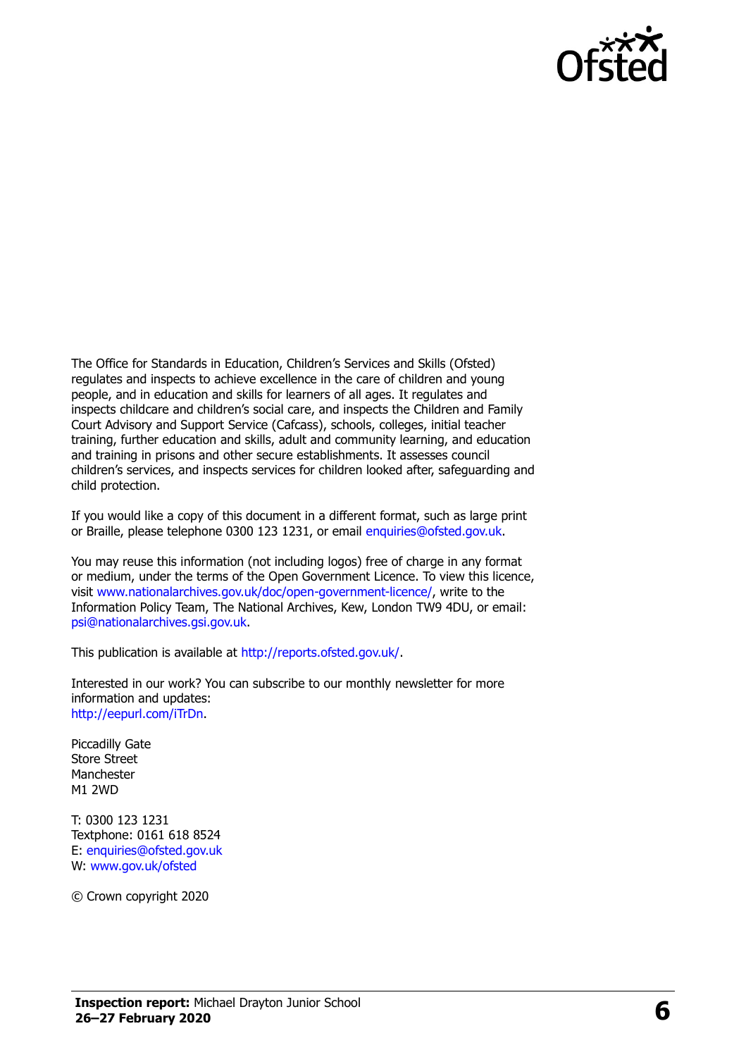The Office for Standards in Education, Children's Services and Skills (Ofsted) regulates and inspects to achieve excellence in the care of children and young people, and in education and skills for learners of all ages. It regulates and inspects childcare and children's social care, and inspects the Children and Family Court Advisory and Support Service (Cafcass), schools, colleges, initial teacher training, further education and skills, adult and community learning, and education and training in prisons and other secure establishments. It assesses council children's services, and inspects services for children looked after, safeguarding and child protection.

If you would like a copy of this document in a different format, such as large print or Braille, please telephone 0300 123 1231, or email enquiries@ofsted.gov.uk.

You may reuse this information (not including logos) free of charge in any format or medium, under the terms of the Open Government Licence. To view this licence, visit www.nationalarchives.gov.uk/doc/open-government-licence/, write to the Information Policy Team, The National Archives, Kew, London TW9 4DU, or email: psi@nationalarchives.gsi.gov.uk.

This publication is available at http://reports.ofsted.gov.uk/.

Interested in our work? You can subscribe to our monthly newsletter for more information and updates:
http://eepurl.com/iTrDn.

Piccadilly Gate
Store Street
Manchester
M1 2WD

T: 0300 123 1231
Textphone: 0161 618 8524
E: enquiries@ofsted.gov.uk
W: www.gov.uk/ofsted

© Crown copyright 2020